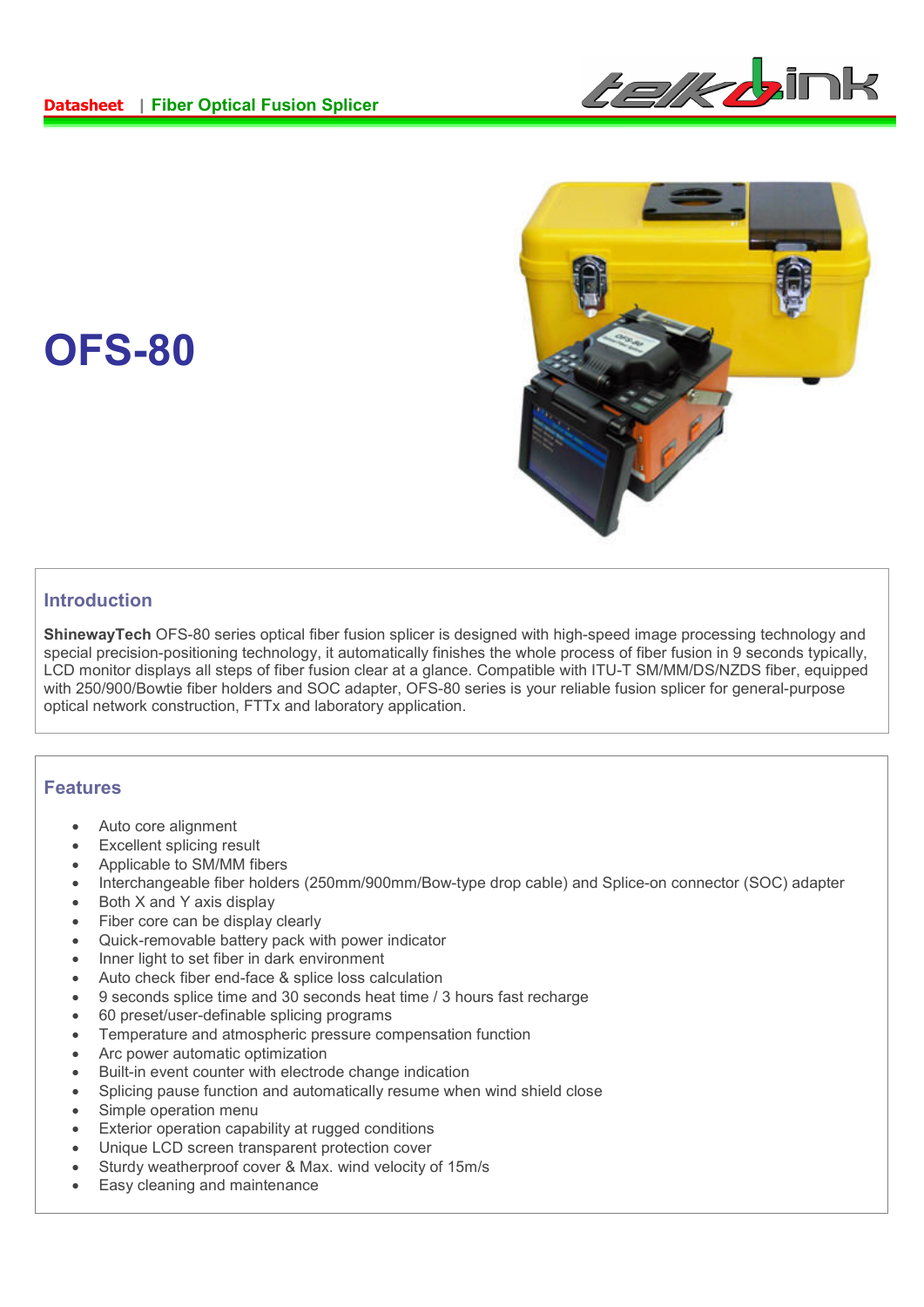**Datasheet** | **Fiber Optical Fusion Splicer**

# OFS-80

## Introduction

**ShinewayTech** OFS-80 series optical fiber fusion splicer is designed with high-speed image processing technology and special precision-positioning technology, it automatically finishes the whole process of fiber fusion in 9 seconds typically, LCD monitor displays all steps of fiber fusion clear at a glance. Compatible with ITU-T SM/MM/DS/NZDS fiber, equipped with 250/900/Bowtie fiber holders and SOC adapter, OFS-80 series is your reliable fusion splicer for general-purpose optical network construction, FTTx and laboratory application.

## Features

- Auto core alignment
- Excellent splicing result
- Applicable to SM/MM fibers
- Interchangeable fiber holders (250mm/900mm/Bow-type drop cable) and Splice-on connector (SOC) adapter
- Both X and Y axis display
- Fiber core can be display clearly
- Quick-removable battery pack with power indicator
- Inner light to set fiber in dark environment
- Auto check fiber end-face & splice loss calculation
- 9 seconds splice time and 30 seconds heat time / 3 hours fast recharge
- 60 preset/user-definable splicing programs
- Temperature and atmospheric pressure compensation function
- Arc power automatic optimization
- Built-in event counter with electrode change indication
- Splicing pause function and automatically resume when wind shield close
- Simple operation menu
- Exterior operation capability at rugged conditions
- Unique LCD screen transparent protection cover
- Sturdy weatherproof cover & Max. wind velocity of 15m/s
- Easy cleaning and maintenance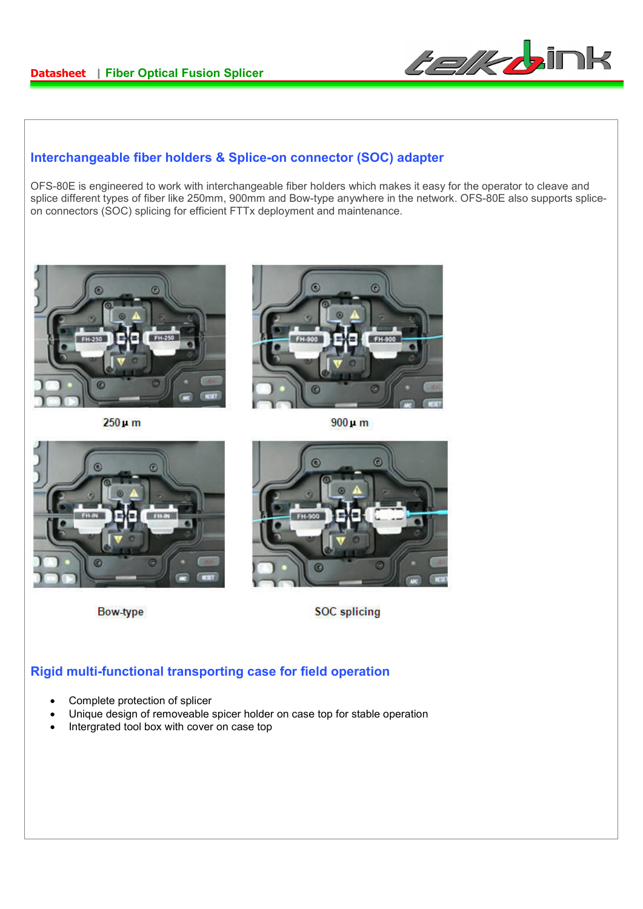## Interchangeable fiber holders & Splice-on connector (SOC) adapter

OFS-80E is engineered to work with interchangeable fiber holders which makes it easy for the operator to cleave and splice different types of fiber like 250mm, 900mm and Bow-type anywhere in the network. OFS-80E also supports splice-on connectors (SOC) splicing for efficient FTTx deployment and maintenance.

250μm

900μm

Bow-type

SOC splicing

## Rigid multi-functional transporting case for field operation

- Complete protection of splicer
- Unique design of removeable spicer holder on case top for stable operation
- Intergrated tool box with cover on case top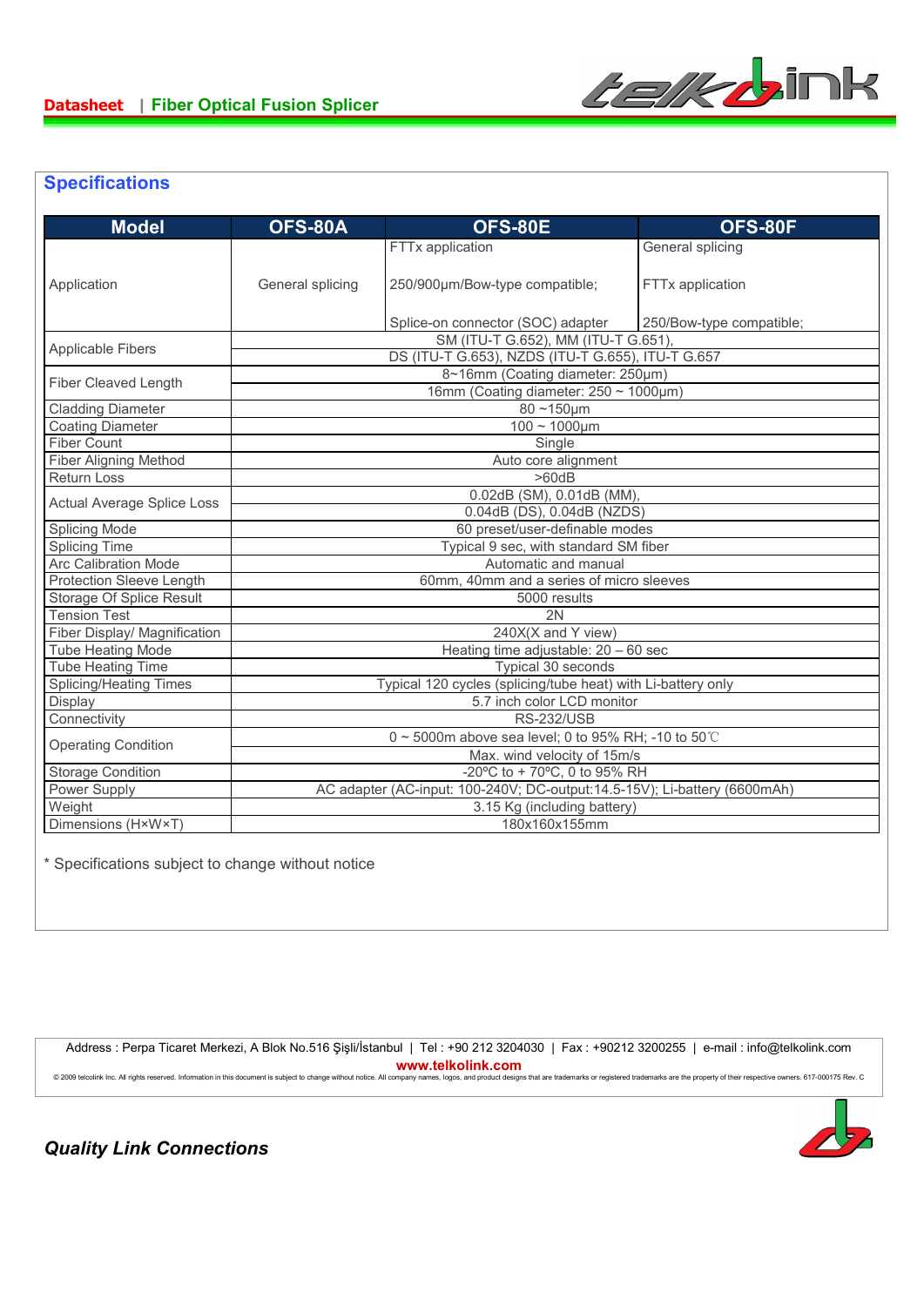## Specifications

| Model | OFS-80A | OFS-80E | OFS-80F |
|---|---|---|---|
| Application | General splicing | FTTx application<br>250/900μm/Bow-type compatible;<br>Splice-on connector (SOC) adapter | General splicing<br>FTTx application<br>250/Bow-type compatible; |
| Applicable Fibers | SM (ITU-T G.652), MM (ITU-T G.651),<br>DS (ITU-T G.653), NZDS (ITU-T G.655), ITU-T G.657 | | |
| Fiber Cleaved Length | 8~16mm (Coating diameter: 250μm)<br>16mm (Coating diameter: 250 ~ 1000μm) | | |
| Cladding Diameter | 80 ~150μm | | |
| Coating Diameter | 100 ~ 1000μm | | |
| Fiber Count | Single | | |
| Fiber Aligning Method | Auto core alignment | | |
| Return Loss | >60dB | | |
| Actual Average Splice Loss | 0.02dB (SM), 0.01dB (MM),<br>0.04dB (DS), 0.04dB (NZDS) | | |
| Splicing Mode | 60 preset/user-definable modes | | |
| Splicing Time | Typical 9 sec, with standard SM fiber | | |
| Arc Calibration Mode | Automatic and manual | | |
| Protection Sleeve Length | 60mm, 40mm and a series of micro sleeves | | |
| Storage Of Splice Result | 5000 results | | |
| Tension Test | 2N | | |
| Fiber Display/ Magnification | 240X(X and Y view) | | |
| Tube Heating Mode | Heating time adjustable: 20 – 60 sec | | |
| Tube Heating Time | Typical 30 seconds | | |
| Splicing/Heating Times | Typical 120 cycles (splicing/tube heat) with Li-battery only | | |
| Display | 5.7 inch color LCD monitor | | |
| Connectivity | RS-232/USB | | |
| Operating Condition | 0 ~ 5000m above sea level; 0 to 95% RH; -10 to 50℃<br>Max. wind velocity of 15m/s | | |
| Storage Condition | -20ºC to + 70ºC, 0 to 95% RH | | |
| Power Supply | AC adapter (AC-input: 100-240V; DC-output:14.5-15V); Li-battery (6600mAh) | | |
| Weight | 3.15 Kg (including battery) | | |
| Dimensions (H×W×T) | 180x160x155mm | | |

* Specifications subject to change without notice

Address : Perpa Ticaret Merkezi, A Blok No.516 Şişli/İstanbul | Tel : +90 212 3204030 | Fax : +90212 3200255 | e-mail : info@telkolink.com

**www.telkolink.com**

© 2009 telcolink Inc. All rights reserved. Information in this document is subject to change without notice. All company names, logos, and product designs that are trademarks or registered trademarks are the property of their respective owners. 617-000175 Rev. C

***Quality Link Connections***